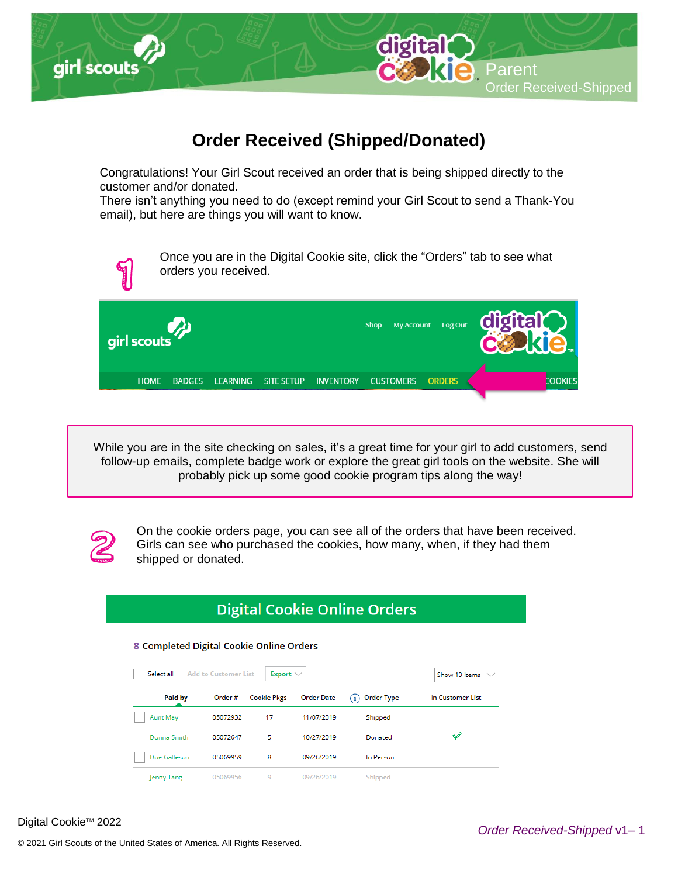# Order Received (Shipped/Donated)

Congratulations! Your Girl Scout received an order that is being shipped directly to the customer and/or donated.
There isn't anything you need to do (except remind your Girl Scout to send a Thank-You email), but here are things you will want to know.

1. Once you are in the Digital Cookie site, click the "Orders" tab to see what orders you received.

While you are in the site checking on sales, it's a great time for your girl to add customers, send follow-up emails, complete badge work or explore the great girl tools on the website. She will probably pick up some good cookie program tips along the way!

2. On the cookie orders page, you can see all of the orders that have been received. Girls can see who purchased the cookies, how many, when, if they had them shipped or donated.

## Digital Cookie Online Orders

8 Completed Digital Cookie Online Orders

| Paid by | Order # | Cookie Pkgs | Order Date | Order Type | In Customer List |
|---|---|---|---|---|---|
| Aunt May | 05072932 | 17 | 11/07/2019 | Shipped | |
| Donna Smith | 05072647 | 5 | 10/27/2019 | Donated | ✓ |
| Due Galleson | 05069959 | 8 | 09/26/2019 | In Person | |
| Jenny Tang | 05069956 | 9 | 09/26/2019 | Shipped | |

Digital Cookie™ 2022

© 2021 Girl Scouts of the United States of America. All Rights Reserved.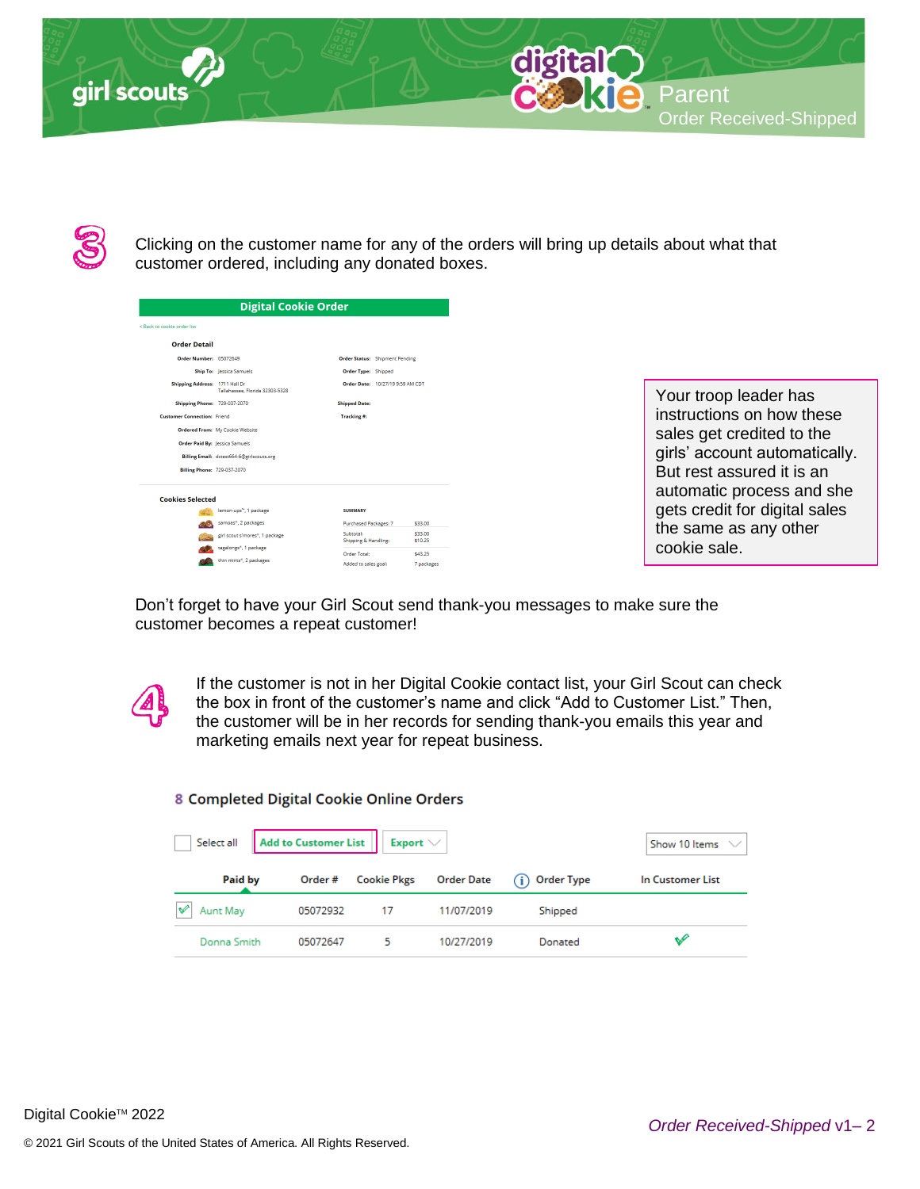3

Clicking on the customer name for any of the orders will bring up details about what that customer ordered, including any donated boxes.

**Digital Cookie Order**

< Back to cookie order list

**Order Detail**

**Order Number:** 05072649
**Ship To:** Jessica Samuels
**Shipping Address:** 1711 Hall Dr Tallahassee, Florida 32303-5328
**Shipping Phone:** 729-037-2070
**Customer Connection:** Friend
**Ordered From:** My Cookie Website
**Order Paid By:** Jessica Samuels
**Billing Email:** dctest664-6@girlscouts.org
**Billing Phone:** 729-037-2070

**Order Status:** Shipment Pending
**Order Type:** Shipped
**Order Date:** 10/27/19 9:59 AM CDT
**Shipped Date:**
**Tracking #:**

**Cookies Selected**

- lemon-ups™, 1 package
- samoas®, 2 packages
- girl scout s'mores®, 1 package
- tagalongs®, 1 package
- thin mints®, 2 packages

**SUMMARY**

| | |
|---|---|
| Purchased Packages: 7 | $33.00 |
| Subtotal: | $33.00 |
| Shipping & Handling: | $10.25 |
| Order Total: | $43.25 |
| Added to sales goal: | 7 packages |

Your troop leader has instructions on how these sales get credited to the girls' account automatically. But rest assured it is an automatic process and she gets credit for digital sales the same as any other cookie sale.

Don't forget to have your Girl Scout send thank-you messages to make sure the customer becomes a repeat customer!

4

If the customer is not in her Digital Cookie contact list, your Girl Scout can check the box in front of the customer's name and click "Add to Customer List." Then, the customer will be in her records for sending thank-you emails this year and marketing emails next year for repeat business.

**8 Completed Digital Cookie Online Orders**

Select all | Add to Customer List | Export | Show 10 Items

| | Paid by | Order # | Cookie Pkgs | Order Date | Order Type | In Customer List |
|---|---|---|---|---|---|---|
| ✓ | Aunt May | 05072932 | 17 | 11/07/2019 | Shipped | |
| | Donna Smith | 05072647 | 5 | 10/27/2019 | Donated | ✓ |

Digital Cookie™ 2022

© 2021 Girl Scouts of the United States of America. All Rights Reserved.